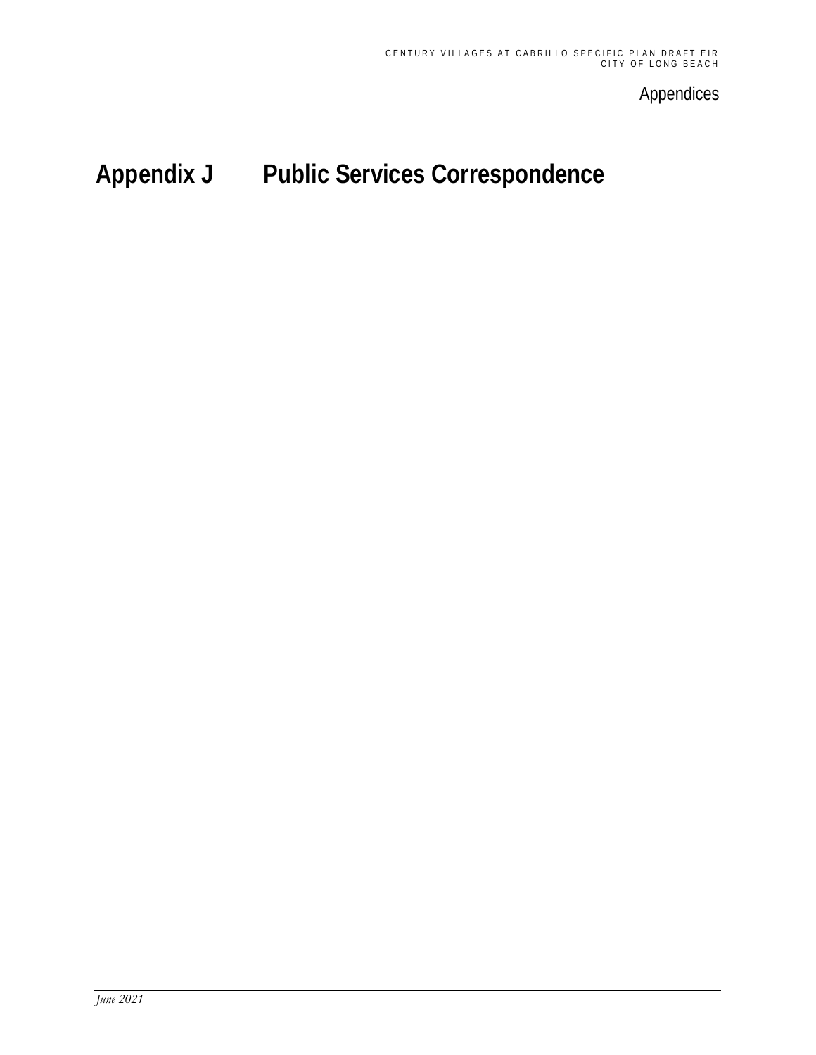Appendices

# Appendix J Public Services Correspondence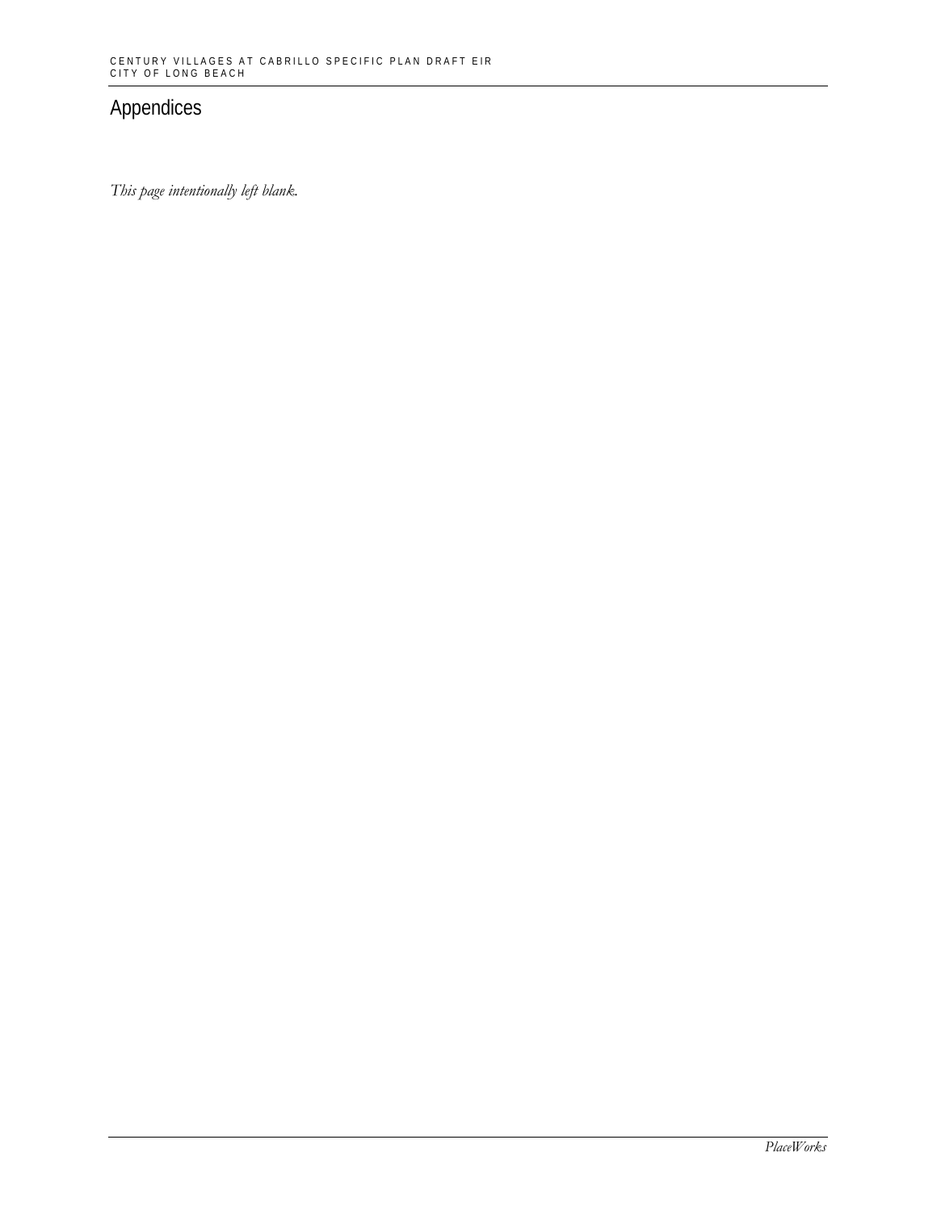# Appendices

*This page intentionally left blank.*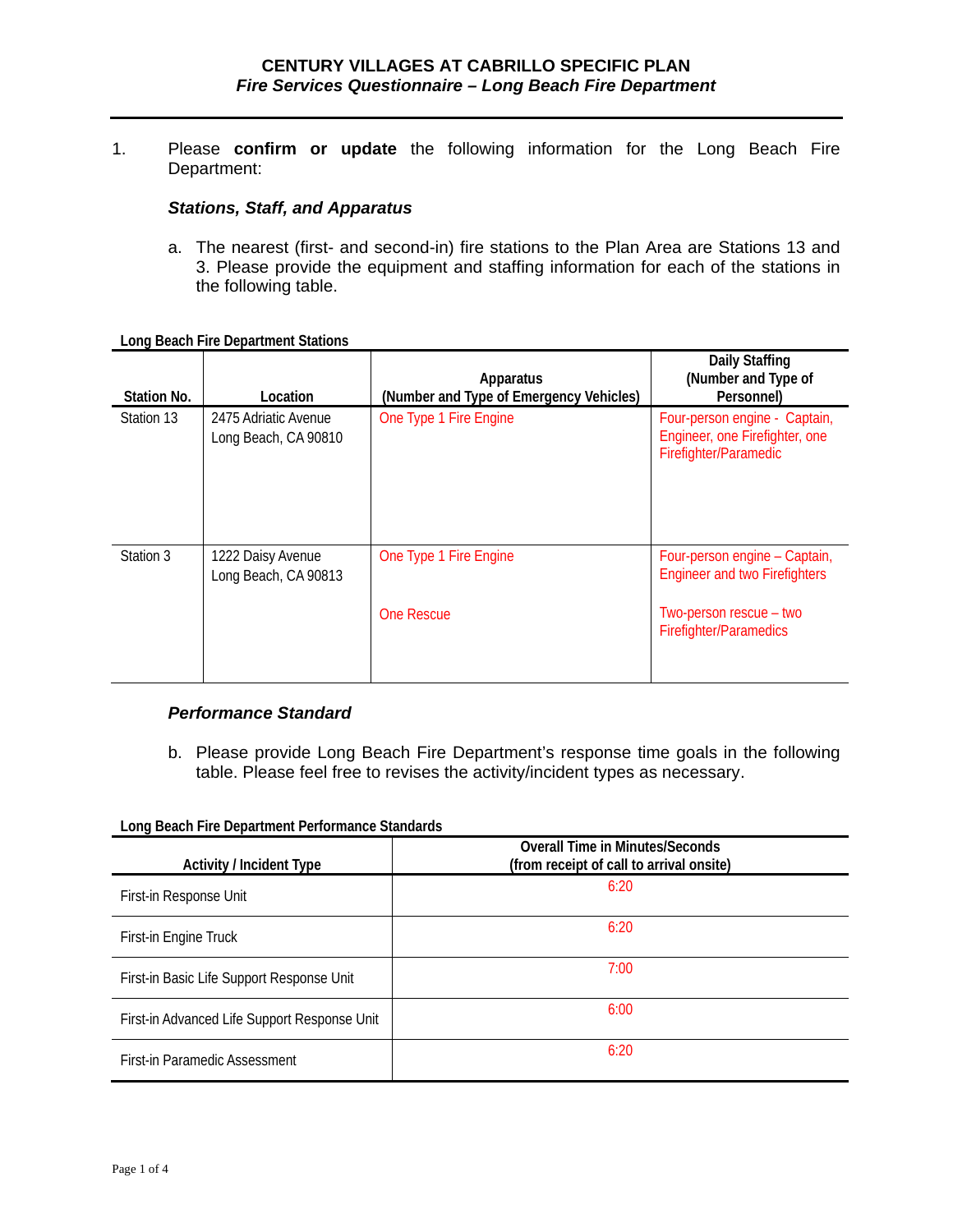**CENTURY VILLAGES AT CABRILLO SPECIFIC PLAN**
***Fire Services Questionnaire – Long Beach Fire Department***

1. Please **confirm or update** the following information for the Long Beach Fire Department:

***Stations, Staff, and Apparatus***

a. The nearest (first- and second-in) fire stations to the Plan Area are Stations 13 and 3. Please provide the equipment and staffing information for each of the stations in the following table.

**Long Beach Fire Department Stations**

| Station No. | Location | Apparatus (Number and Type of Emergency Vehicles) | Daily Staffing (Number and Type of Personnel) |
|---|---|---|---|
| Station 13 | 2475 Adriatic Avenue Long Beach, CA 90810 | One Type 1 Fire Engine | Four-person engine - Captain, Engineer, one Firefighter, one Firefighter/Paramedic |
| Station 3 | 1222 Daisy Avenue Long Beach, CA 90813 | One Type 1 Fire Engine<br><br>One Rescue | Four-person engine – Captain, Engineer and two Firefighters<br><br>Two-person rescue – two Firefighter/Paramedics |

***Performance Standard***

b. Please provide Long Beach Fire Department's response time goals in the following table. Please feel free to revises the activity/incident types as necessary.

**Long Beach Fire Department Performance Standards**

| Activity / Incident Type | Overall Time in Minutes/Seconds (from receipt of call to arrival onsite) |
|---|---|
| First-in Response Unit | 6:20 |
| First-in Engine Truck | 6:20 |
| First-in Basic Life Support Response Unit | 7:00 |
| First-in Advanced Life Support Response Unit | 6:00 |
| First-in Paramedic Assessment | 6:20 |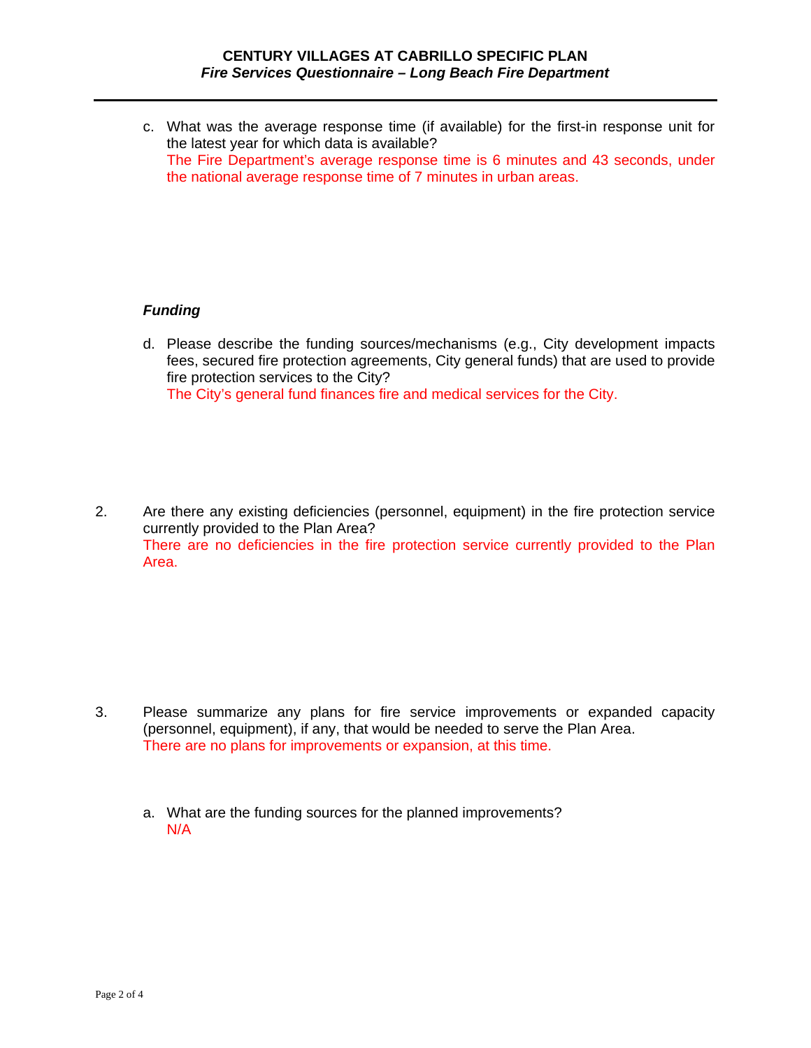c. What was the average response time (if available) for the first-in response unit for the latest year for which data is available?
The Fire Department's average response time is 6 minutes and 43 seconds, under the national average response time of 7 minutes in urban areas.

***Funding***

d. Please describe the funding sources/mechanisms (e.g., City development impacts fees, secured fire protection agreements, City general funds) that are used to provide fire protection services to the City?
The City's general fund finances fire and medical services for the City.

2. Are there any existing deficiencies (personnel, equipment) in the fire protection service currently provided to the Plan Area?
There are no deficiencies in the fire protection service currently provided to the Plan Area.

3. Please summarize any plans for fire service improvements or expanded capacity (personnel, equipment), if any, that would be needed to serve the Plan Area.
There are no plans for improvements or expansion, at this time.

a. What are the funding sources for the planned improvements?
N/A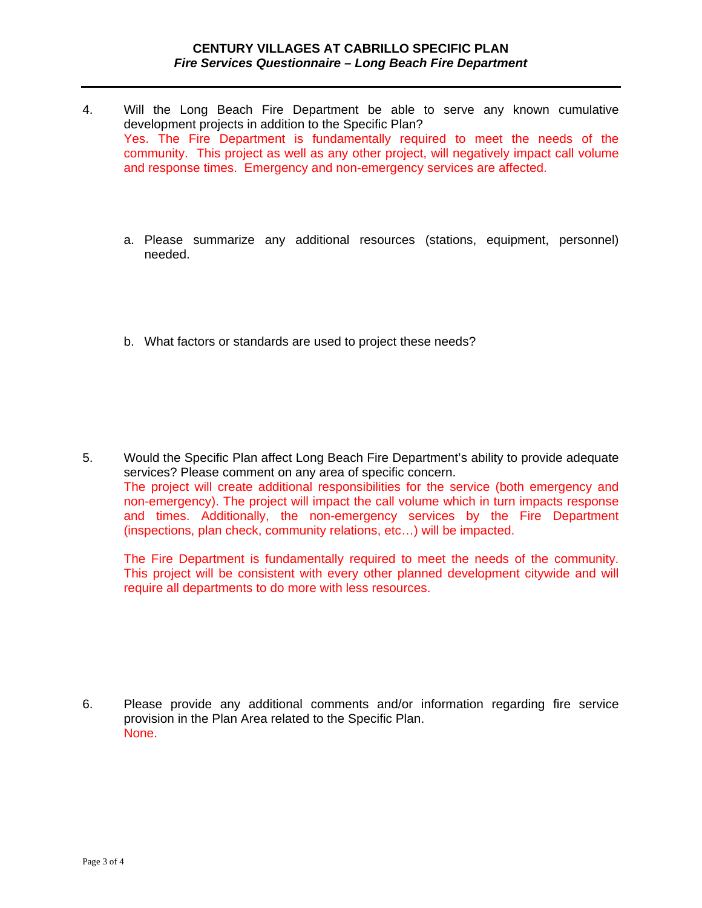4. Will the Long Beach Fire Department be able to serve any known cumulative development projects in addition to the Specific Plan?
   Yes. The Fire Department is fundamentally required to meet the needs of the community. This project as well as any other project, will negatively impact call volume and response times. Emergency and non-emergency services are affected.

   a. Please summarize any additional resources (stations, equipment, personnel) needed.

   b. What factors or standards are used to project these needs?

5. Would the Specific Plan affect Long Beach Fire Department's ability to provide adequate services? Please comment on any area of specific concern.
   The project will create additional responsibilities for the service (both emergency and non-emergency). The project will impact the call volume which in turn impacts response and times. Additionally, the non-emergency services by the Fire Department (inspections, plan check, community relations, etc…) will be impacted.

   The Fire Department is fundamentally required to meet the needs of the community. This project will be consistent with every other planned development citywide and will require all departments to do more with less resources.

6. Please provide any additional comments and/or information regarding fire service provision in the Plan Area related to the Specific Plan.
   None.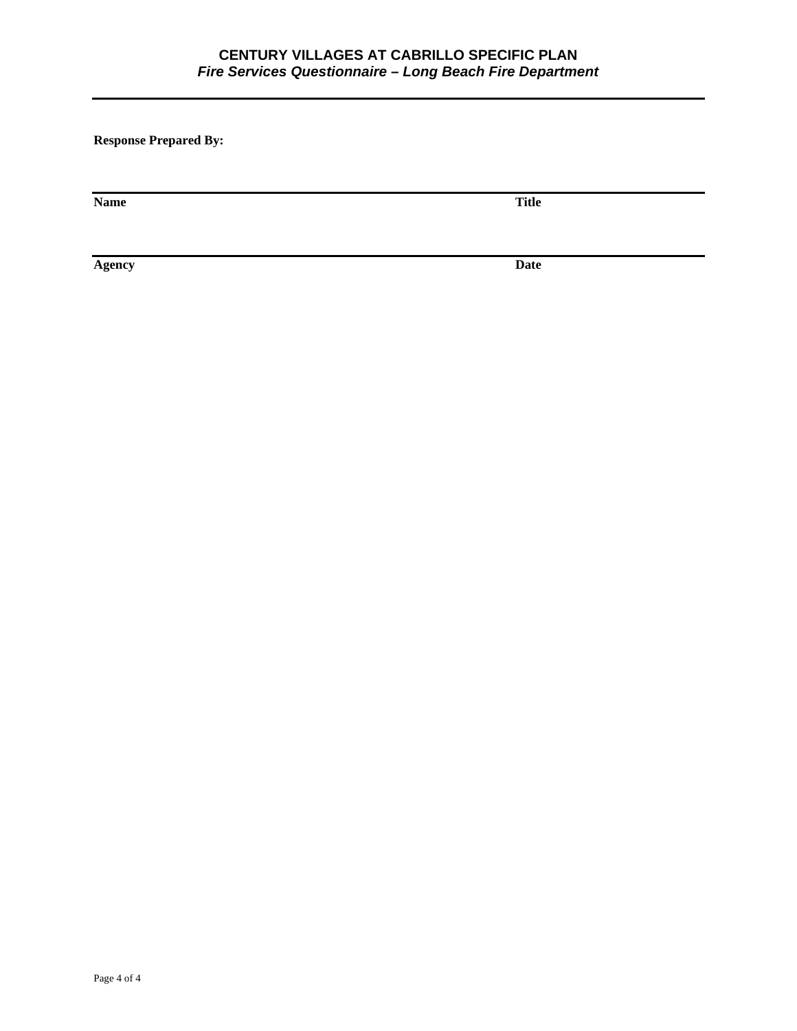**Response Prepared By:**

| **Name** | **Title** |
|---|---|
| | |

| **Agency** | **Date** |
|---|---|
| | |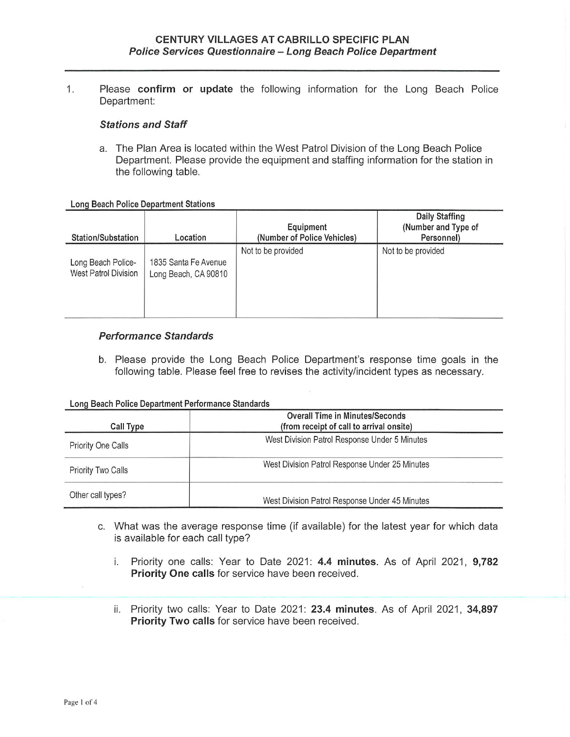**CENTURY VILLAGES AT CABRILLO SPECIFIC PLAN**
***Police Services Questionnaire – Long Beach Police Department***

1. Please **confirm or update** the following information for the Long Beach Police Department:

***Stations and Staff***

a. The Plan Area is located within the West Patrol Division of the Long Beach Police Department. Please provide the equipment and staffing information for the station in the following table.

**Long Beach Police Department Stations**

| Station/Substation | Location | Equipment (Number of Police Vehicles) | Daily Staffing (Number and Type of Personnel) |
|---|---|---|---|
| Long Beach Police-West Patrol Division | 1835 Santa Fe Avenue Long Beach, CA 90810 | Not to be provided | Not to be provided |

***Performance Standards***

b. Please provide the Long Beach Police Department's response time goals in the following table. Please feel free to revises the activity/incident types as necessary.

**Long Beach Police Department Performance Standards**

| Call Type | Overall Time in Minutes/Seconds (from receipt of call to arrival onsite) |
|---|---|
| Priority One Calls | West Division Patrol Response Under 5 Minutes |
| Priority Two Calls | West Division Patrol Response Under 25 Minutes |
| Other call types? | West Division Patrol Response Under 45 Minutes |

c. What was the average response time (if available) for the latest year for which data is available for each call type?

i. Priority one calls: Year to Date 2021: **4.4 minutes**. As of April 2021, **9,782 Priority One calls** for service have been received.

ii. Priority two calls: Year to Date 2021: **23.4 minutes**. As of April 2021, **34,897 Priority Two calls** for service have been received.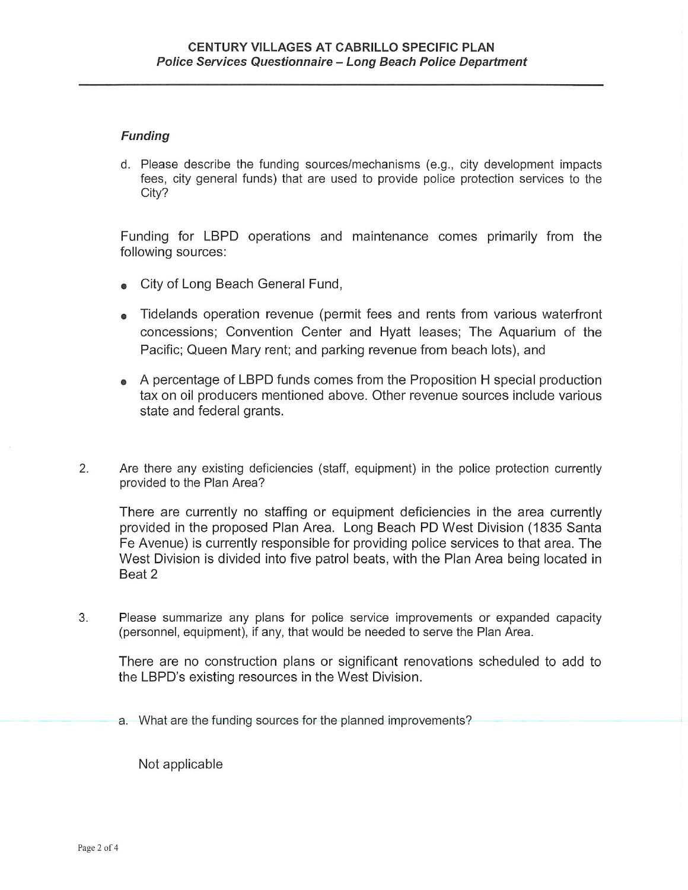### *Funding*

d. Please describe the funding sources/mechanisms (e.g., city development impacts fees, city general funds) that are used to provide police protection services to the City?

Funding for LBPD operations and maintenance comes primarily from the following sources:

- City of Long Beach General Fund,
- Tidelands operation revenue (permit fees and rents from various waterfront concessions; Convention Center and Hyatt leases; The Aquarium of the Pacific; Queen Mary rent; and parking revenue from beach lots), and
- A percentage of LBPD funds comes from the Proposition H special production tax on oil producers mentioned above. Other revenue sources include various state and federal grants.

2. Are there any existing deficiencies (staff, equipment) in the police protection currently provided to the Plan Area?

   There are currently no staffing or equipment deficiencies in the area currently provided in the proposed Plan Area. Long Beach PD West Division (1835 Santa Fe Avenue) is currently responsible for providing police services to that area. The West Division is divided into five patrol beats, with the Plan Area being located in Beat 2

3. Please summarize any plans for police service improvements or expanded capacity (personnel, equipment), if any, that would be needed to serve the Plan Area.

   There are no construction plans or significant renovations scheduled to add to the LBPD's existing resources in the West Division.

   a. What are the funding sources for the planned improvements?

      Not applicable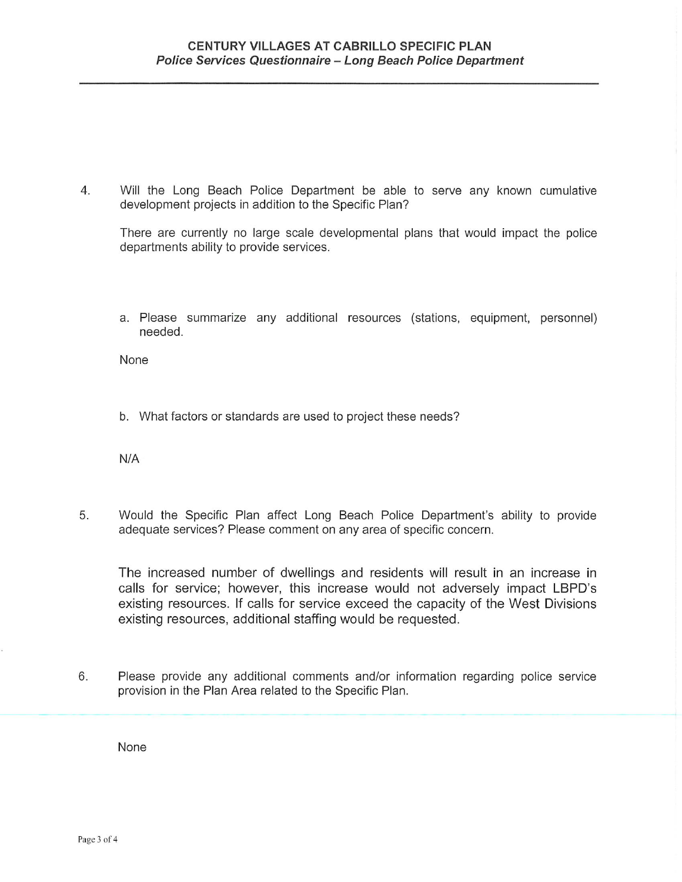4. Will the Long Beach Police Department be able to serve any known cumulative development projects in addition to the Specific Plan?

   There are currently no large scale developmental plans that would impact the police departments ability to provide services.

   a. Please summarize any additional resources (stations, equipment, personnel) needed.

   None

   b. What factors or standards are used to project these needs?

   N/A

5. Would the Specific Plan affect Long Beach Police Department's ability to provide adequate services? Please comment on any area of specific concern.

   The increased number of dwellings and residents will result in an increase in calls for service; however, this increase would not adversely impact LBPD's existing resources. If calls for service exceed the capacity of the West Divisions existing resources, additional staffing would be requested.

6. Please provide any additional comments and/or information regarding police service provision in the Plan Area related to the Specific Plan.

   None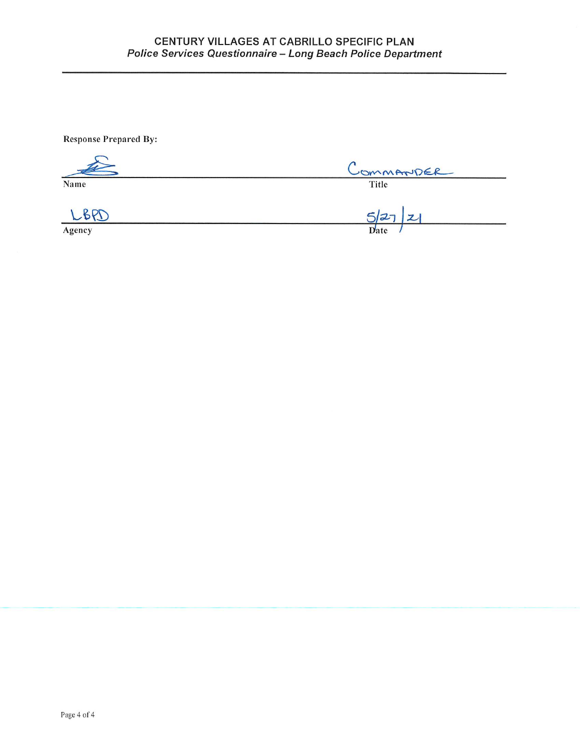# CENTURY VILLAGES AT CABRILLO SPECIFIC PLAN
## *Police Services Questionnaire – Long Beach Police Department*

**Response Prepared By:**

| [signature] | COMMANDER |
| --- | --- |
| Name | Title |
| LBPD | 5/27/21 |
| Agency | Date |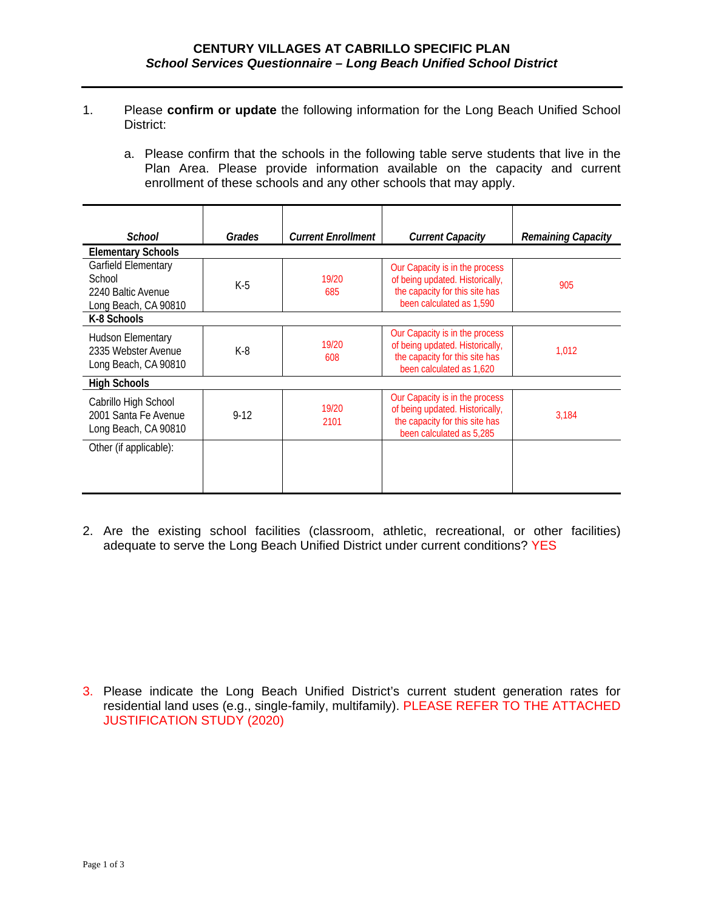**CENTURY VILLAGES AT CABRILLO SPECIFIC PLAN**
***School Services Questionnaire – Long Beach Unified School District***

---

1. Please **confirm or update** the following information for the Long Beach Unified School District:

   a. Please confirm that the schools in the following table serve students that live in the Plan Area. Please provide information available on the capacity and current enrollment of these schools and any other schools that may apply.

| *School* | *Grades* | *Current Enrollment* | *Current Capacity* | *Remaining Capacity* |
|---|---|---|---|---|
| **Elementary Schools** | | | | |
| Garfield Elementary School<br>2240 Baltic Avenue<br>Long Beach, CA 90810 | K-5 | 19/20<br>685 | Our Capacity is in the process of being updated. Historically, the capacity for this site has been calculated as 1,590 | 905 |
| **K-8 Schools** | | | | |
| Hudson Elementary<br>2335 Webster Avenue<br>Long Beach, CA 90810 | K-8 | 19/20<br>608 | Our Capacity is in the process of being updated. Historically, the capacity for this site has been calculated as 1,620 | 1,012 |
| **High Schools** | | | | |
| Cabrillo High School<br>2001 Santa Fe Avenue<br>Long Beach, CA 90810 | 9-12 | 19/20<br>2101 | Our Capacity is in the process of being updated. Historically, the capacity for this site has been calculated as 5,285 | 3,184 |
| Other (if applicable): | | | | |

2. Are the existing school facilities (classroom, athletic, recreational, or other facilities) adequate to serve the Long Beach Unified District under current conditions? YES

3. Please indicate the Long Beach Unified District's current student generation rates for residential land uses (e.g., single-family, multifamily). PLEASE REFER TO THE ATTACHED JUSTIFICATION STUDY (2020)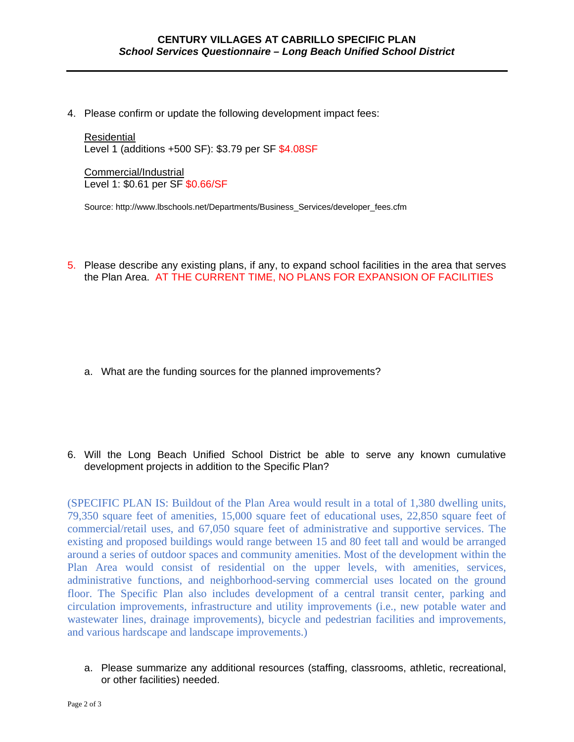4. Please confirm or update the following development impact fees:

   Residential
   Level 1 (additions +500 SF): $3.79 per SF $4.08SF

   Commercial/Industrial
   Level 1: $0.61 per SF $0.66/SF

   Source: http://www.lbschools.net/Departments/Business_Services/developer_fees.cfm

5. Please describe any existing plans, if any, to expand school facilities in the area that serves the Plan Area. AT THE CURRENT TIME, NO PLANS FOR EXPANSION OF FACILITIES

   a. What are the funding sources for the planned improvements?

6. Will the Long Beach Unified School District be able to serve any known cumulative development projects in addition to the Specific Plan?

(SPECIFIC PLAN IS: Buildout of the Plan Area would result in a total of 1,380 dwelling units, 79,350 square feet of amenities, 15,000 square feet of educational uses, 22,850 square feet of commercial/retail uses, and 67,050 square feet of administrative and supportive services. The existing and proposed buildings would range between 15 and 80 feet tall and would be arranged around a series of outdoor spaces and community amenities. Most of the development within the Plan Area would consist of residential on the upper levels, with amenities, services, administrative functions, and neighborhood-serving commercial uses located on the ground floor. The Specific Plan also includes development of a central transit center, parking and circulation improvements, infrastructure and utility improvements (i.e., new potable water and wastewater lines, drainage improvements), bicycle and pedestrian facilities and improvements, and various hardscape and landscape improvements.)

   a. Please summarize any additional resources (staffing, classrooms, athletic, recreational, or other facilities) needed.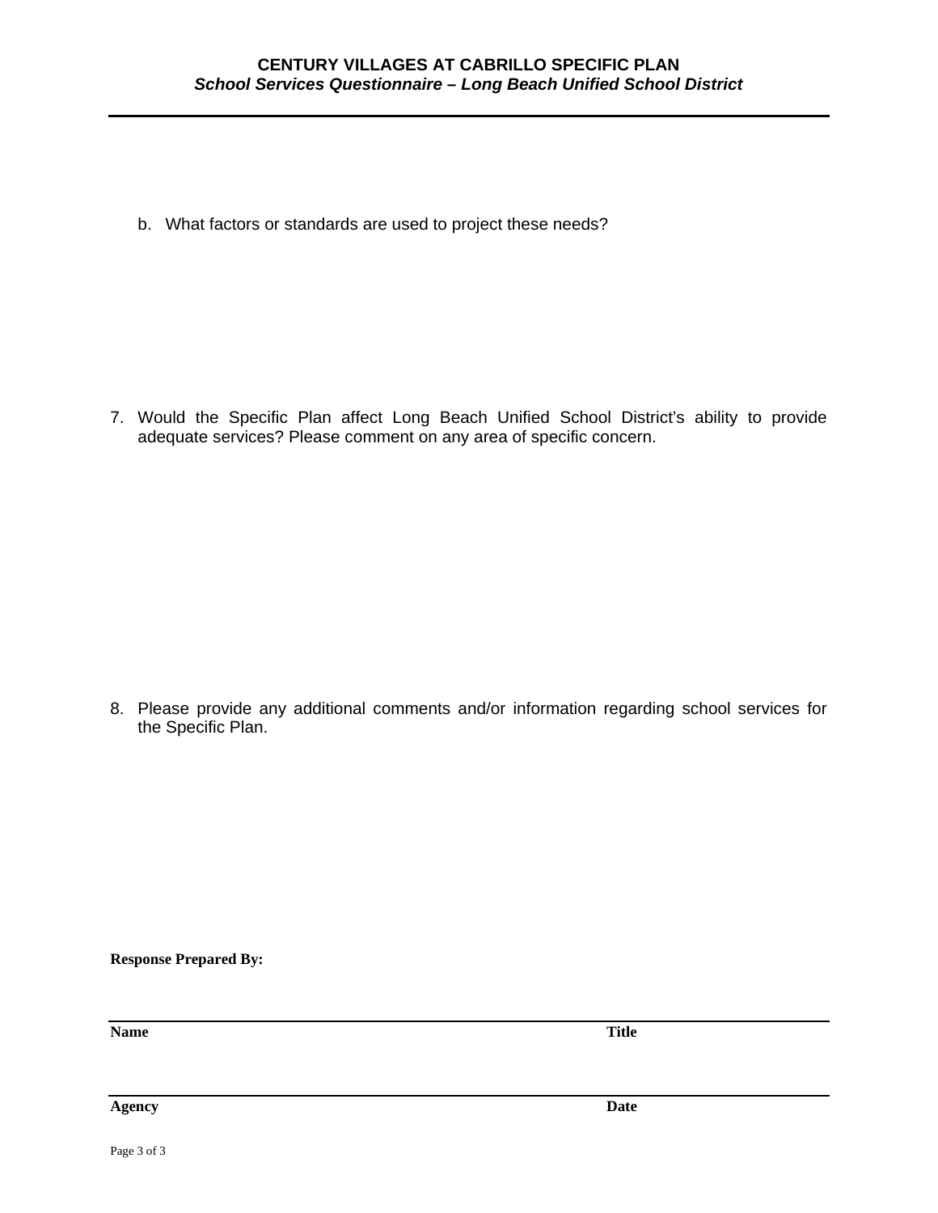b. What factors or standards are used to project these needs?

7. Would the Specific Plan affect Long Beach Unified School District's ability to provide adequate services? Please comment on any area of specific concern.

8. Please provide any additional comments and/or information regarding school services for the Specific Plan.

**Response Prepared By:**

| | |
|---|---|
| **Name** | **Title** |
| **Agency** | **Date** |